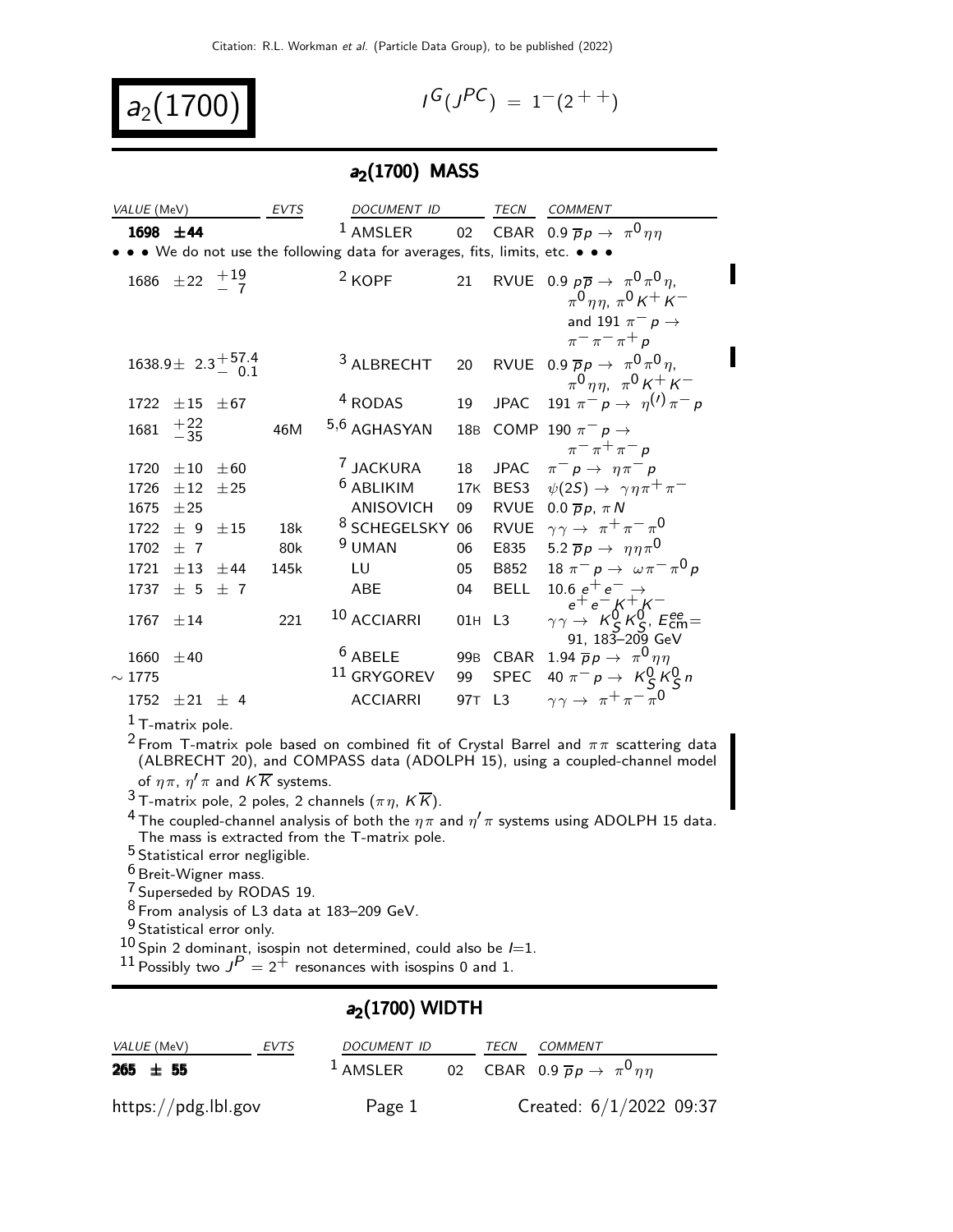Citation: R.L. Workman et al. (Particle Data Group), to be published (2022)

# $a_2(1700)$

$I^G(J^{PC}) = 1^-(2^{++})$

## $a_2(1700)$ MASS

| VALUE (MeV) | EVTS | DOCUMENT ID | | TECN | COMMENT |
|---|---|---|---|---|---|
| **1698 ±44** | | [1] AMSLER | 02 | CBAR | 0.9 $\overline{p}p \rightarrow \pi^0\eta\eta$ |
| • • • We do not use the following data for averages, fits, limits, etc. • • • | | | | | |
| 1686 $\pm 22$ $^{+19}_{-7}$ | | [2] KOPF | 21 | RVUE | 0.9 $p\overline{p} \rightarrow \pi^0\pi^0\eta$, $\pi^0\eta\eta$, $\pi^0 K^+ K^-$ and 191 $\pi^- p \rightarrow \pi^-\pi^-\pi^+ p$ |
| 1638.9 $\pm$ 2.3 $^{+57.4}_{-0.1}$ | | [3] ALBRECHT | 20 | RVUE | 0.9 $\overline{p}p \rightarrow \pi^0\pi^0\eta$, $\pi^0\eta\eta$, $\pi^0 K^+ K^-$ |
| 1722 $\pm 15$ $\pm 67$ | | [4] RODAS | 19 | JPAC | 191 $\pi^- p \rightarrow \eta^{(\prime)}\pi^- p$ |
| 1681 $^{+22}_{-35}$ | 46M | [5,6] AGHASYAN | 18B | COMP | 190 $\pi^- p \rightarrow \pi^-\pi^+\pi^- p$ |
| 1720 $\pm 10$ $\pm 60$ | | [7] JACKURA | 18 | JPAC | $\pi^- p \rightarrow \eta\pi^- p$ |
| 1726 $\pm 12$ $\pm 25$ | | [6] ABLIKIM | 17K | BES3 | $\psi(2S) \rightarrow \gamma\eta\pi^+\pi^-$ |
| 1675 $\pm 25$ | | ANISOVICH | 09 | RVUE | 0.0 $\overline{p}p$, $\pi N$ |
| 1722 $\pm$ 9 $\pm 15$ | 18k | [8] SCHEGELSKY | 06 | RVUE | $\gamma\gamma \rightarrow \pi^+\pi^-\pi^0$ |
| 1702 $\pm$ 7 | 80k | [9] UMAN | 06 | E835 | 5.2 $\overline{p}p \rightarrow \eta\eta\pi^0$ |
| 1721 $\pm 13$ $\pm 44$ | 145k | LU | 05 | B852 | 18 $\pi^- p \rightarrow \omega\pi^-\pi^0 p$ |
| 1737 $\pm$ 5 $\pm$ 7 | | ABE | 04 | BELL | 10.6 $e^+e^- \rightarrow e^+e^- K^+K^-$ |
| 1767 $\pm 14$ | 221 | [10] ACCIARRI | 01H | L3 | $\gamma\gamma \rightarrow K^0_S K^0_S$, $E^{ee}_{cm}$= 91, 183–209 GeV |
| 1660 $\pm 40$ | | [6] ABELE | 99B | CBAR | 1.94 $\overline{p}p \rightarrow \pi^0\eta\eta$ |
| $\sim$ 1775 | | [11] GRYGOREV | 99 | SPEC | 40 $\pi^- p \rightarrow K^0_S K^0_S n$ |
| 1752 $\pm 21$ $\pm$ 4 | | ACCIARRI | 97T | L3 | $\gamma\gamma \rightarrow \pi^+\pi^-\pi^0$ |

[1] T-matrix pole.

[2] From T-matrix pole based on combined fit of Crystal Barrel and $\pi\pi$ scattering data (ALBRECHT 20), and COMPASS data (ADOLPH 15), using a coupled-channel model of $\eta\pi$, $\eta'\pi$ and $K\overline{K}$ systems.

[3] T-matrix pole, 2 poles, 2 channels ($\pi\eta$, $K\overline{K}$).

[4] The coupled-channel analysis of both the $\eta\pi$ and $\eta'\pi$ systems using ADOLPH 15 data. The mass is extracted from the T-matrix pole.

[5] Statistical error negligible.

[6] Breit-Wigner mass.

[7] Superseded by RODAS 19.

[8] From analysis of L3 data at 183–209 GeV.

[9] Statistical error only.

[10] Spin 2 dominant, isospin not determined, could also be $I$=1.

[11] Possibly two $J^P = 2^+$ resonances with isospins 0 and 1.

## $a_2(1700)$ WIDTH

| VALUE (MeV) | EVTS | DOCUMENT ID | | TECN | COMMENT |
|---|---|---|---|---|---|
| **265 ± 55** | | [1] AMSLER | 02 | CBAR | 0.9 $\overline{p}p \rightarrow \pi^0\eta\eta$ |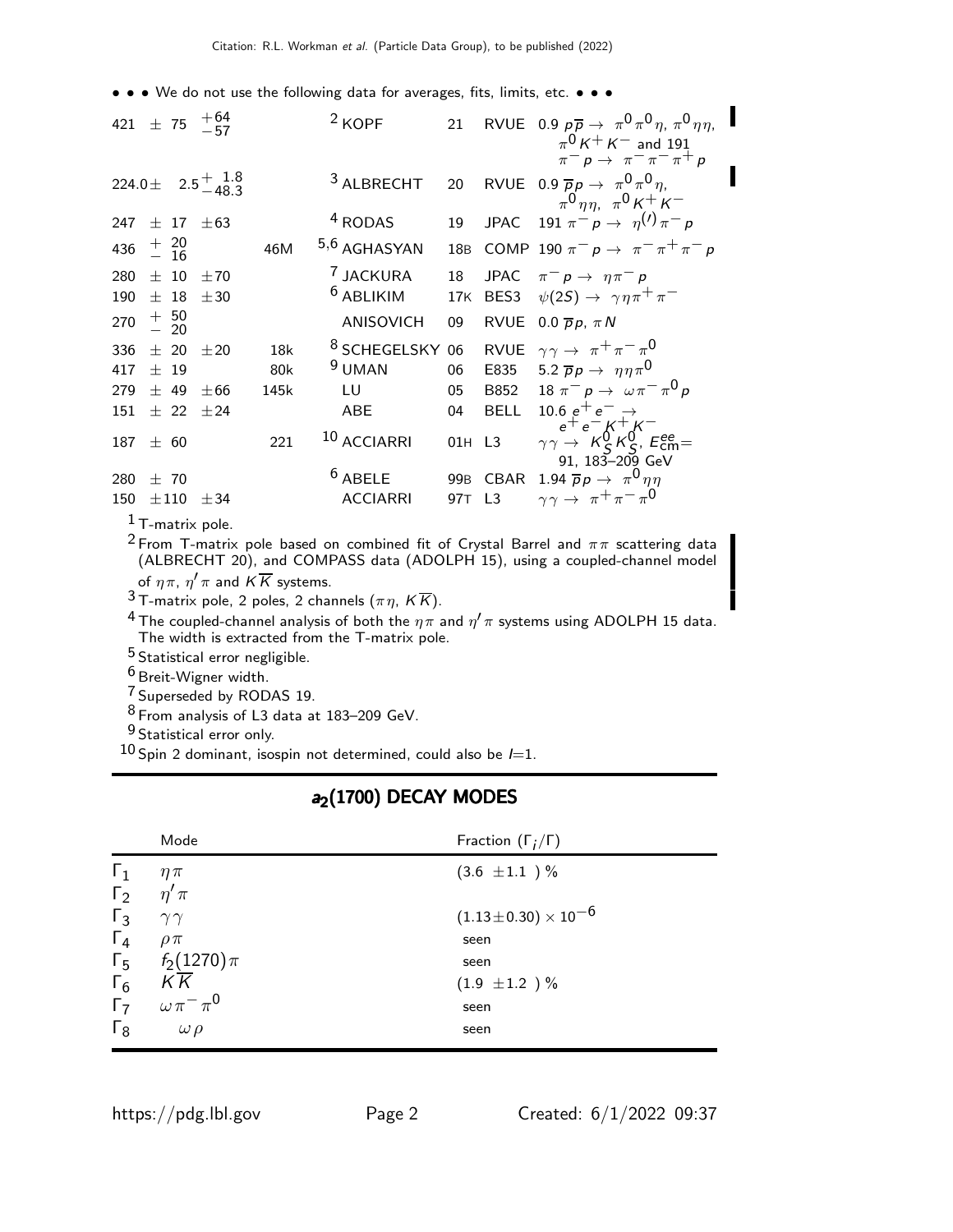• • • We do not use the following data for averages, fits, limits, etc. • • •

| VALUE (MeV) | EVTS | DOCUMENT ID | | TECN | COMMENT |
|---|---|---|---|---|---|
| $421 \pm 75\ ^{+64}_{-57}$ | | [2] KOPF | 21 | RVUE | $0.9\ p\overline{p} \to \pi^0\pi^0\eta,\ \pi^0\eta\eta,\ \pi^0 K^+ K^-$ and $191\ \pi^- p \to \pi^-\pi^-\pi^+ p$ |
| $224.0 \pm\ \ 2.5\ ^{+\ 1.8}_{-48.3}$ | | [3] ALBRECHT | 20 | RVUE | $0.9\ \overline{p}p \to \pi^0\pi^0\eta,\ \pi^0\eta\eta,\ \pi^0 K^+ K^-$ |
| $247 \pm 17 \pm 63$ | | [4] RODAS | 19 | JPAC | $191\ \pi^- p \to \eta^{(\prime)}\pi^- p$ |
| $436\ ^{+\ 20}_{-\ 16}$ | 46M | [5,6] AGHASYAN | 18B | COMP | $190\ \pi^- p \to \pi^-\pi^+\pi^- p$ |
| $280 \pm 10 \pm 70$ | | [7] JACKURA | 18 | JPAC | $\pi^- p \to \eta\pi^- p$ |
| $190 \pm 18 \pm 30$ | | [6] ABLIKIM | 17K | BES3 | $\psi(2S) \to \gamma\eta\pi^+\pi^-$ |
| $270\ ^{+\ 50}_{-\ 20}$ | | ANISOVICH | 09 | RVUE | $0.0\ \overline{p}p,\ \pi N$ |
| $336 \pm 20 \pm 20$ | 18k | [8] SCHEGELSKY | 06 | RVUE | $\gamma\gamma \to \pi^+\pi^-\pi^0$ |
| $417 \pm 19$ | 80k | [9] UMAN | 06 | E835 | $5.2\ \overline{p}p \to \eta\eta\pi^0$ |
| $279 \pm 49 \pm 66$ | 145k | LU | 05 | B852 | $18\ \pi^- p \to \omega\pi^-\pi^0 p$ |
| $151 \pm 22 \pm 24$ | | ABE | 04 | BELL | $10.6\ e^+e^- \to e^+e^- K^+ K^-$ |
| $187 \pm 60$ | 221 | [10] ACCIARRI | 01H | L3 | $\gamma\gamma \to K^0_S K^0_S$, $E^{ee}_{\rm cm}$= 91, 183–209 GeV |
| $280 \pm 70$ | | [6] ABELE | 99B | CBAR | $1.94\ \overline{p}p \to \pi^0\eta\eta$ |
| $150 \pm 110 \pm 34$ | | ACCIARRI | 97T | L3 | $\gamma\gamma \to \pi^+\pi^-\pi^0$ |

[1] T-matrix pole.

[2] From T-matrix pole based on combined fit of Crystal Barrel and $\pi\pi$ scattering data (ALBRECHT 20), and COMPASS data (ADOLPH 15), using a coupled-channel model of $\eta\pi$, $\eta'\pi$ and $K\overline{K}$ systems.

[3] T-matrix pole, 2 poles, 2 channels ($\pi\eta$, $K\overline{K}$).

[4] The coupled-channel analysis of both the $\eta\pi$ and $\eta'\pi$ systems using ADOLPH 15 data. The width is extracted from the T-matrix pole.

[5] Statistical error negligible.

[6] Breit-Wigner width.

[7] Superseded by RODAS 19.

[8] From analysis of L3 data at 183–209 GeV.

[9] Statistical error only.

[10] Spin 2 dominant, isospin not determined, could also be $I$=1.

## $a_2(1700)$ DECAY MODES

| | Mode | Fraction ($\Gamma_i/\Gamma$) |
|---|---|---|
| $\Gamma_1$ | $\eta\pi$ | $(3.6 \pm 1.1\ )\ \%$ |
| $\Gamma_2$ | $\eta'\pi$ | |
| $\Gamma_3$ | $\gamma\gamma$ | $(1.13 \pm 0.30) \times 10^{-6}$ |
| $\Gamma_4$ | $\rho\pi$ | seen |
| $\Gamma_5$ | $f_2(1270)\pi$ | seen |
| $\Gamma_6$ | $K\overline{K}$ | $(1.9 \pm 1.2\ )\ \%$ |
| $\Gamma_7$ | $\omega\pi^-\pi^0$ | seen |
| $\Gamma_8$ | $\omega\rho$ | seen |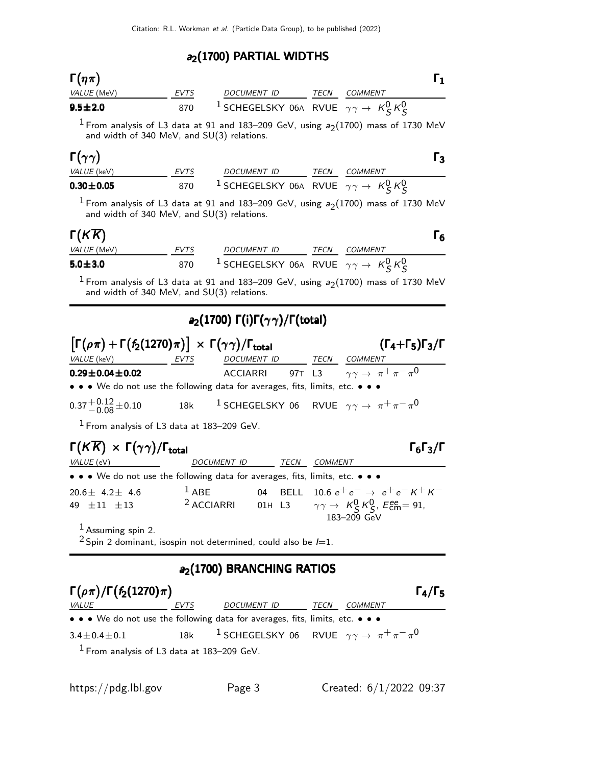## $a_2(1700)$ PARTIAL WIDTHS

### $\Gamma(\eta\pi)$ $\Gamma_1$

| VALUE (MeV) | EVTS | DOCUMENT ID | TECN | COMMENT |
|---|---|---|---|---|
| **9.5±2.0** | 870 | [1] SCHEGELSKY 06A | RVUE | $\gamma\gamma \to K^0_S K^0_S$ |

[1] From analysis of L3 data at 91 and 183–209 GeV, using $a_2(1700)$ mass of 1730 MeV and width of 340 MeV, and SU(3) relations.

### $\Gamma(\gamma\gamma)$ $\Gamma_3$

| VALUE (keV) | EVTS | DOCUMENT ID | TECN | COMMENT |
|---|---|---|---|---|
| **0.30±0.05** | 870 | [1] SCHEGELSKY 06A | RVUE | $\gamma\gamma \to K^0_S K^0_S$ |

[1] From analysis of L3 data at 91 and 183–209 GeV, using $a_2(1700)$ mass of 1730 MeV and width of 340 MeV, and SU(3) relations.

### $\Gamma(K\overline{K})$ $\Gamma_6$

| VALUE (MeV) | EVTS | DOCUMENT ID | TECN | COMMENT |
|---|---|---|---|---|
| **5.0±3.0** | 870 | [1] SCHEGELSKY 06A | RVUE | $\gamma\gamma \to K^0_S K^0_S$ |

[1] From analysis of L3 data at 91 and 183–209 GeV, using $a_2(1700)$ mass of 1730 MeV and width of 340 MeV, and SU(3) relations.

## $a_2(1700)$ $\Gamma(i)\Gamma(\gamma\gamma)/\Gamma(\text{total})$

### $\left[\Gamma(\rho\pi) + \Gamma(f_2(1270)\pi)\right] \times \Gamma(\gamma\gamma)/\Gamma_{\text{total}}$ $(\Gamma_4+\Gamma_5)\Gamma_3/\Gamma$

| VALUE (keV) | EVTS | DOCUMENT ID | | TECN | COMMENT |
|---|---|---|---|---|---|
| **0.29±0.04±0.02** | | ACCIARRI | 97T | L3 | $\gamma\gamma \to \pi^+\pi^-\pi^0$ |
| • • • We do not use the following data for averages, fits, limits, etc. • • • | | | | | |
| $0.37^{+0.12}_{-0.08}\pm0.10$ | 18k | [1] SCHEGELSKY | 06 | RVUE | $\gamma\gamma \to \pi^+\pi^-\pi^0$ |

[1] From analysis of L3 data at 183–209 GeV.

### $\Gamma(K\overline{K}) \times \Gamma(\gamma\gamma)/\Gamma_{\text{total}}$ $\Gamma_6\Gamma_3/\Gamma$

| VALUE (eV) | DOCUMENT ID | | TECN | COMMENT |
|---|---|---|---|---|
| • • • We do not use the following data for averages, fits, limits, etc. • • • | | | | |
| 20.6± 4.2± 4.6 | [1] ABE | 04 | BELL | 10.6 $e^+e^- \to e^+e^-K^+K^-$ |
| 49 ±11 ±13 | [2] ACCIARRI | 01H | L3 | $\gamma\gamma \to K^0_S K^0_S$, $E^{ee}_{cm}$= 91, 183–209 GeV |

[1] Assuming spin 2.
[2] Spin 2 dominant, isospin not determined, could also be $I$=1.

## $a_2(1700)$ BRANCHING RATIOS

### $\Gamma(\rho\pi)/\Gamma(f_2(1270)\pi)$ $\Gamma_4/\Gamma_5$

| VALUE | EVTS | DOCUMENT ID | | TECN | COMMENT |
|---|---|---|---|---|---|
| • • • We do not use the following data for averages, fits, limits, etc. • • • | | | | | |
| 3.4±0.4±0.1 | 18k | [1] SCHEGELSKY | 06 | RVUE | $\gamma\gamma \to \pi^+\pi^-\pi^0$ |

[1] From analysis of L3 data at 183–209 GeV.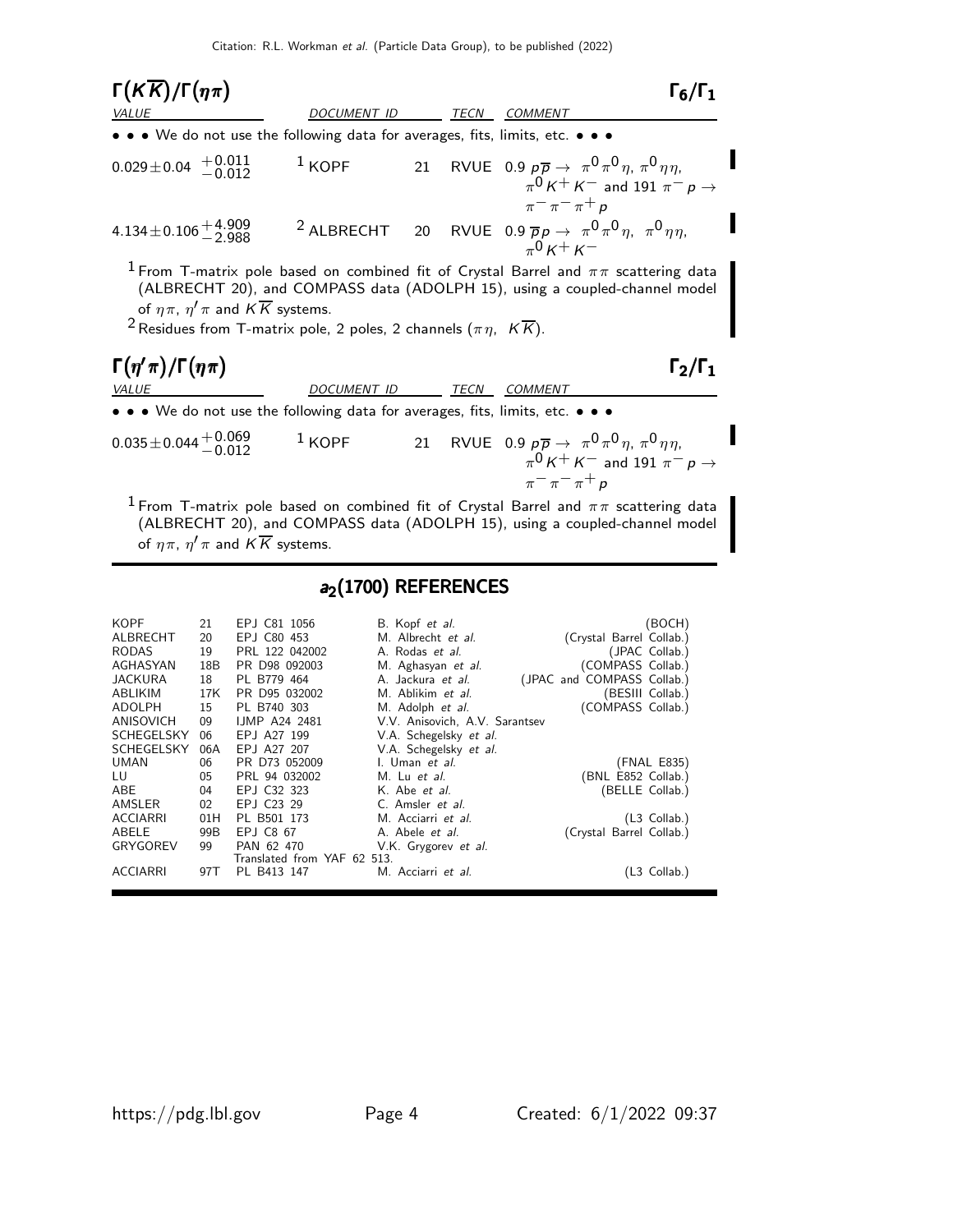## $\Gamma(K\overline{K})/\Gamma(\eta\pi)$ $\Gamma_6/\Gamma_1$

| VALUE | DOCUMENT ID | | TECN | COMMENT |
|---|---|---|---|---|
| • • • We do not use the following data for averages, fits, limits, etc. • • • | | | | |
| $0.029 \pm 0.04 \ ^{+0.011}_{-0.012}$ | [1] KOPF | 21 | RVUE | 0.9 $p\overline{p} \rightarrow \pi^0\pi^0\eta$, $\pi^0\eta\eta$, $\pi^0 K^+ K^-$ and 191 $\pi^- p \rightarrow \pi^-\pi^-\pi^+ p$ |
| $4.134 \pm 0.106 ^{+4.909}_{-2.988}$ | [2] ALBRECHT | 20 | RVUE | 0.9 $\overline{p}p \rightarrow \pi^0\pi^0\eta$, $\pi^0\eta\eta$, $\pi^0 K^+ K^-$ |

[1] From T-matrix pole based on combined fit of Crystal Barrel and $\pi\pi$ scattering data (ALBRECHT 20), and COMPASS data (ADOLPH 15), using a coupled-channel model of $\eta\pi$, $\eta'\pi$ and $K\overline{K}$ systems.

[2] Residues from T-matrix pole, 2 poles, 2 channels ($\pi\eta$, $K\overline{K}$).

## $\Gamma(\eta'\pi)/\Gamma(\eta\pi)$ $\Gamma_2/\Gamma_1$

| VALUE | DOCUMENT ID | | TECN | COMMENT |
|---|---|---|---|---|
| • • • We do not use the following data for averages, fits, limits, etc. • • • | | | | |
| $0.035 \pm 0.044 ^{+0.069}_{-0.012}$ | [1] KOPF | 21 | RVUE | 0.9 $p\overline{p} \rightarrow \pi^0\pi^0\eta$, $\pi^0\eta\eta$, $\pi^0 K^+ K^-$ and 191 $\pi^- p \rightarrow \pi^-\pi^-\pi^+ p$ |

[1] From T-matrix pole based on combined fit of Crystal Barrel and $\pi\pi$ scattering data (ALBRECHT 20), and COMPASS data (ADOLPH 15), using a coupled-channel model of $\eta\pi$, $\eta'\pi$ and $K\overline{K}$ systems.

# $a_2(1700)$ REFERENCES

| | | | | |
|---|---|---|---|---|
| KOPF | 21 | EPJ C81 1056 | B. Kopf *et al.* | (BOCH) |
| ALBRECHT | 20 | EPJ C80 453 | M. Albrecht *et al.* | (Crystal Barrel Collab.) |
| RODAS | 19 | PRL 122 042002 | A. Rodas *et al.* | (JPAC Collab.) |
| AGHASYAN | 18B | PR D98 092003 | M. Aghasyan *et al.* | (COMPASS Collab.) |
| JACKURA | 18 | PL B779 464 | A. Jackura *et al.* | (JPAC and COMPASS Collab.) |
| ABLIKIM | 17K | PR D95 032002 | M. Ablikim *et al.* | (BESIII Collab.) |
| ADOLPH | 15 | PL B740 303 | M. Adolph *et al.* | (COMPASS Collab.) |
| ANISOVICH | 09 | IJMP A24 2481 | V.V. Anisovich, A.V. Sarantsev | |
| SCHEGELSKY | 06 | EPJ A27 199 | V.A. Schegelsky *et al.* | |
| SCHEGELSKY | 06A | EPJ A27 207 | V.A. Schegelsky *et al.* | |
| UMAN | 06 | PR D73 052009 | I. Uman *et al.* | (FNAL E835) |
| LU | 05 | PRL 94 032002 | M. Lu *et al.* | (BNL E852 Collab.) |
| ABE | 04 | EPJ C32 323 | K. Abe *et al.* | (BELLE Collab.) |
| AMSLER | 02 | EPJ C23 29 | C. Amsler *et al.* | |
| ACCIARRI | 01H | PL B501 173 | M. Acciarri *et al.* | (L3 Collab.) |
| ABELE | 99B | EPJ C8 67 | A. Abele *et al.* | (Crystal Barrel Collab.) |
| GRYGOREV | 99 | PAN 62 470 | V.K. Grygorev *et al.* | |
| | | Translated from YAF 62 513. | | |
| ACCIARRI | 97T | PL B413 147 | M. Acciarri *et al.* | (L3 Collab.) |